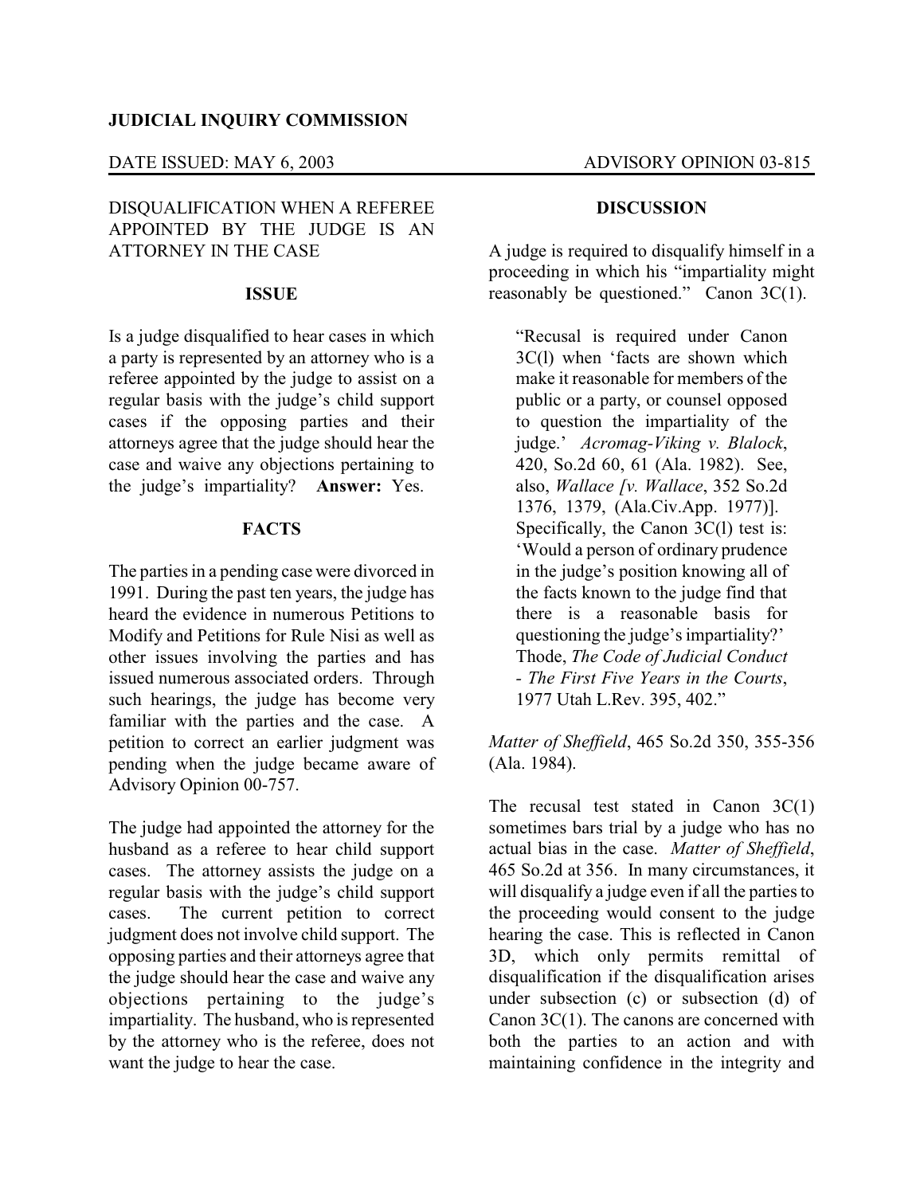**JUDICIAL INQUIRY COMMISSION**

DATE ISSUED: MAY 6, 2003 ADVISORY OPINION 03-815

DISQUALIFICATION WHEN A REFEREE APPOINTED BY THE JUDGE IS AN ATTORNEY IN THE CASE

## ISSUE

Is a judge disqualified to hear cases in which a party is represented by an attorney who is a referee appointed by the judge to assist on a regular basis with the judge's child support cases if the opposing parties and their attorneys agree that the judge should hear the case and waive any objections pertaining to the judge's impartiality? **Answer:** Yes.

## FACTS

The parties in a pending case were divorced in 1991. During the past ten years, the judge has heard the evidence in numerous Petitions to Modify and Petitions for Rule Nisi as well as other issues involving the parties and has issued numerous associated orders. Through such hearings, the judge has become very familiar with the parties and the case. A petition to correct an earlier judgment was pending when the judge became aware of Advisory Opinion 00-757.

The judge had appointed the attorney for the husband as a referee to hear child support cases. The attorney assists the judge on a regular basis with the judge's child support cases. The current petition to correct judgment does not involve child support. The opposing parties and their attorneys agree that the judge should hear the case and waive any objections pertaining to the judge's impartiality. The husband, who is represented by the attorney who is the referee, does not want the judge to hear the case.

## DISCUSSION

A judge is required to disqualify himself in a proceeding in which his "impartiality might reasonably be questioned." Canon 3C(1).

> "Recusal is required under Canon 3C(l) when 'facts are shown which make it reasonable for members of the public or a party, or counsel opposed to question the impartiality of the judge.' *Acromag-Viking v. Blalock*, 420, So.2d 60, 61 (Ala. 1982). See, also, *Wallace [v. Wallace*, 352 So.2d 1376, 1379, (Ala.Civ.App. 1977)]. Specifically, the Canon 3C(l) test is: 'Would a person of ordinary prudence in the judge's position knowing all of the facts known to the judge find that there is a reasonable basis for questioning the judge's impartiality?' Thode, *The Code of Judicial Conduct - The First Five Years in the Courts*, 1977 Utah L.Rev. 395, 402."

*Matter of Sheffield*, 465 So.2d 350, 355-356 (Ala. 1984).

The recusal test stated in Canon 3C(1) sometimes bars trial by a judge who has no actual bias in the case. *Matter of Sheffield*, 465 So.2d at 356. In many circumstances, it will disqualify a judge even if all the parties to the proceeding would consent to the judge hearing the case. This is reflected in Canon 3D, which only permits remittal of disqualification if the disqualification arises under subsection (c) or subsection (d) of Canon 3C(1). The canons are concerned with both the parties to an action and with maintaining confidence in the integrity and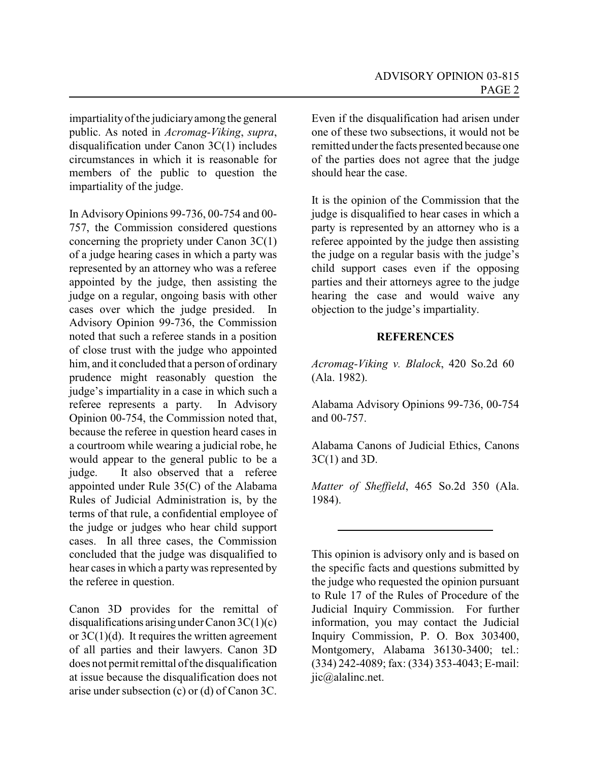impartiality of the judiciary among the general public. As noted in *Acromag-Viking*, *supra*, disqualification under Canon 3C(1) includes circumstances in which it is reasonable for members of the public to question the impartiality of the judge.

In Advisory Opinions 99-736, 00-754 and 00-757, the Commission considered questions concerning the propriety under Canon 3C(1) of a judge hearing cases in which a party was represented by an attorney who was a referee appointed by the judge, then assisting the judge on a regular, ongoing basis with other cases over which the judge presided. In Advisory Opinion 99-736, the Commission noted that such a referee stands in a position of close trust with the judge who appointed him, and it concluded that a person of ordinary prudence might reasonably question the judge's impartiality in a case in which such a referee represents a party. In Advisory Opinion 00-754, the Commission noted that, because the referee in question heard cases in a courtroom while wearing a judicial robe, he would appear to the general public to be a judge. It also observed that a referee appointed under Rule 35(C) of the Alabama Rules of Judicial Administration is, by the terms of that rule, a confidential employee of the judge or judges who hear child support cases. In all three cases, the Commission concluded that the judge was disqualified to hear cases in which a party was represented by the referee in question.

Canon 3D provides for the remittal of disqualifications arising under Canon 3C(1)(c) or 3C(1)(d). It requires the written agreement of all parties and their lawyers. Canon 3D does not permit remittal of the disqualification at issue because the disqualification does not arise under subsection (c) or (d) of Canon 3C. Even if the disqualification had arisen under one of these two subsections, it would not be remitted under the facts presented because one of the parties does not agree that the judge should hear the case.

It is the opinion of the Commission that the judge is disqualified to hear cases in which a party is represented by an attorney who is a referee appointed by the judge then assisting the judge on a regular basis with the judge's child support cases even if the opposing parties and their attorneys agree to the judge hearing the case and would waive any objection to the judge's impartiality.

## REFERENCES

*Acromag-Viking v. Blalock*, 420 So.2d 60 (Ala. 1982).

Alabama Advisory Opinions 99-736, 00-754 and 00-757.

Alabama Canons of Judicial Ethics, Canons 3C(1) and 3D.

*Matter of Sheffield*, 465 So.2d 350 (Ala. 1984).

---

This opinion is advisory only and is based on the specific facts and questions submitted by the judge who requested the opinion pursuant to Rule 17 of the Rules of Procedure of the Judicial Inquiry Commission. For further information, you may contact the Judicial Inquiry Commission, P. O. Box 303400, Montgomery, Alabama 36130-3400; tel.: (334) 242-4089; fax: (334) 353-4043; E-mail: jic@alalinc.net.